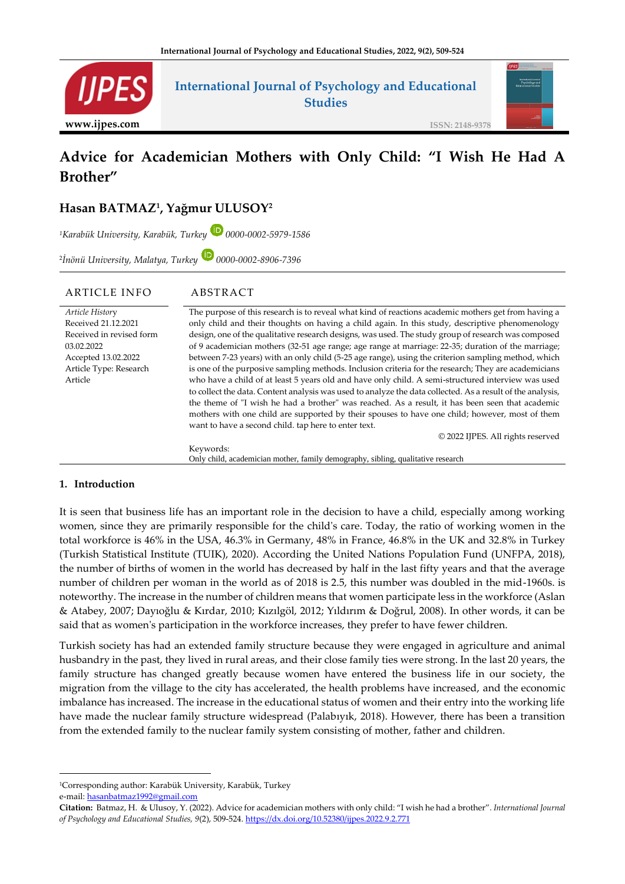# Advice for Academician Mothers with Only Child: "I Wish He Had A Brother"

## Hasan BATMAZ[1], Yağmur ULUSOY[2]

[1]*Karabük University, Karabük, Turkey* 0000-0002-5979-1586

[2]*İnönü University, Malatya, Turkey* 0000-0002-8906-7396

**ARTICLE INFO**

*Article History*
Received 21.12.2021
Received in revised form 03.02.2022
Accepted 13.02.2022
Article Type: Research Article

**ABSTRACT**

The purpose of this research is to reveal what kind of reactions academic mothers get from having a only child and their thoughts on having a child again. In this study, descriptive phenomenology design, one of the qualitative research designs, was used. The study group of research was composed of 9 academician mothers (32-51 age range; age range at marriage: 22-35; duration of the marriage; between 7-23 years) with an only child (5-25 age range), using the criterion sampling method, which is one of the purposive sampling methods. Inclusion criteria for the research; They are academicians who have a child of at least 5 years old and have only child. A semi-structured interview was used to collect the data. Content analysis was used to analyze the data collected. As a result of the analysis, the theme of "I wish he had a brother" was reached. As a result, it has been seen that academic mothers with one child are supported by their spouses to have one child; however, most of them want to have a second child. tap here to enter text.

© 2022 IJPES. All rights reserved

Keywords:
Only child, academician mother, family demography, sibling, qualitative research

## 1. Introduction

It is seen that business life has an important role in the decision to have a child, especially among working women, since they are primarily responsible for the child's care. Today, the ratio of working women in the total workforce is 46% in the USA, 46.3% in Germany, 48% in France, 46.8% in the UK and 32.8% in Turkey (Turkish Statistical Institute (TUIK), 2020). According the United Nations Population Fund (UNFPA, 2018), the number of births of women in the world has decreased by half in the last fifty years and that the average number of children per woman in the world as of 2018 is 2.5, this number was doubled in the mid-1960s. is noteworthy. The increase in the number of children means that women participate less in the workforce (Aslan & Atabey, 2007; Dayıoğlu & Kırdar, 2010; Kızılgöl, 2012; Yıldırım & Doğrul, 2008). In other words, it can be said that as women's participation in the workforce increases, they prefer to have fewer children.

Turkish society has had an extended family structure because they were engaged in agriculture and animal husbandry in the past, they lived in rural areas, and their close family ties were strong. In the last 20 years, the family structure has changed greatly because women have entered the business life in our society, the migration from the village to the city has accelerated, the health problems have increased, and the economic imbalance has increased. The increase in the educational status of women and their entry into the working life have made the nuclear family structure widespread (Palabıyık, 2018). However, there has been a transition from the extended family to the nuclear family system consisting of mother, father and children.

---

[1]Corresponding author: Karabük University, Karabük, Turkey
e-mail: hasanbatmaz1992@gmail.com

**Citation:** Batmaz, H. & Ulusoy, Y. (2022). Advice for academician mothers with only child: "I wish he had a brother". *International Journal of Psychology and Educational Studies, 9*(2), 509-524. https://dx.doi.org/10.52380/ijpes.2022.9.2.771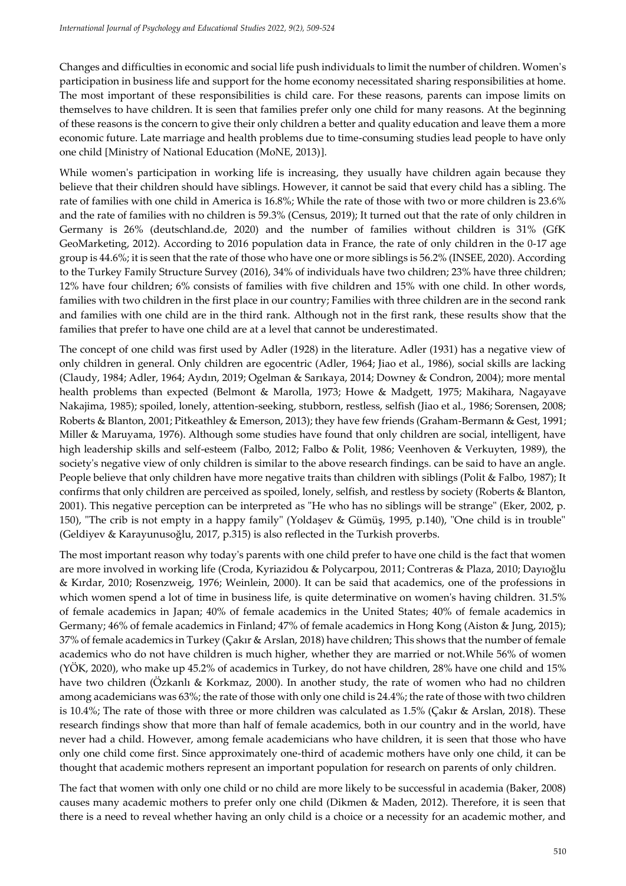Changes and difficulties in economic and social life push individuals to limit the number of children. Women's participation in business life and support for the home economy necessitated sharing responsibilities at home. The most important of these responsibilities is child care. For these reasons, parents can impose limits on themselves to have children. It is seen that families prefer only one child for many reasons. At the beginning of these reasons is the concern to give their only children a better and quality education and leave them a more economic future. Late marriage and health problems due to time-consuming studies lead people to have only one child [Ministry of National Education (MoNE, 2013)].

While women's participation in working life is increasing, they usually have children again because they believe that their children should have siblings. However, it cannot be said that every child has a sibling. The rate of families with one child in America is 16.8%; While the rate of those with two or more children is 23.6% and the rate of families with no children is 59.3% (Census, 2019); It turned out that the rate of only children in Germany is 26% (deutschland.de, 2020) and the number of families without children is 31% (GfK GeoMarketing, 2012). According to 2016 population data in France, the rate of only children in the 0-17 age group is 44.6%; it is seen that the rate of those who have one or more siblings is 56.2% (INSEE, 2020). According to the Turkey Family Structure Survey (2016), 34% of individuals have two children; 23% have three children; 12% have four children; 6% consists of families with five children and 15% with one child. In other words, families with two children in the first place in our country; Families with three children are in the second rank and families with one child are in the third rank. Although not in the first rank, these results show that the families that prefer to have one child are at a level that cannot be underestimated.

The concept of one child was first used by Adler (1928) in the literature. Adler (1931) has a negative view of only children in general. Only children are egocentric (Adler, 1964; Jiao et al., 1986), social skills are lacking (Claudy, 1984; Adler, 1964; Aydın, 2019; Ogelman & Sarıkaya, 2014; Downey & Condron, 2004); more mental health problems than expected (Belmont & Marolla, 1973; Howe & Madgett, 1975; Makihara, Nagayave Nakajima, 1985); spoiled, lonely, attention-seeking, stubborn, restless, selfish (Jiao et al., 1986; Sorensen, 2008; Roberts & Blanton, 2001; Pitkeathley & Emerson, 2013); they have few friends (Graham-Bermann & Gest, 1991; Miller & Maruyama, 1976). Although some studies have found that only children are social, intelligent, have high leadership skills and self-esteem (Falbo, 2012; Falbo & Polit, 1986; Veenhoven & Verkuyten, 1989), the society's negative view of only children is similar to the above research findings. can be said to have an angle. People believe that only children have more negative traits than children with siblings (Polit & Falbo, 1987); It confirms that only children are perceived as spoiled, lonely, selfish, and restless by society (Roberts & Blanton, 2001). This negative perception can be interpreted as "He who has no siblings will be strange" (Eker, 2002, p. 150), "The crib is not empty in a happy family" (Yoldaşev & Gümüş, 1995, p.140), "One child is in trouble" (Geldiyev & Karayunusoğlu, 2017, p.315) is also reflected in the Turkish proverbs.

The most important reason why today's parents with one child prefer to have one child is the fact that women are more involved in working life (Croda, Kyriazidou & Polycarpou, 2011; Contreras & Plaza, 2010; Dayıoğlu & Kırdar, 2010; Rosenzweig, 1976; Weinlein, 2000). It can be said that academics, one of the professions in which women spend a lot of time in business life, is quite determinative on women's having children. 31.5% of female academics in Japan; 40% of female academics in the United States; 40% of female academics in Germany; 46% of female academics in Finland; 47% of female academics in Hong Kong (Aiston & Jung, 2015); 37% of female academics in Turkey (Çakır & Arslan, 2018) have children; This shows that the number of female academics who do not have children is much higher, whether they are married or not.While 56% of women (YÖK, 2020), who make up 45.2% of academics in Turkey, do not have children, 28% have one child and 15% have two children (Özkanlı & Korkmaz, 2000). In another study, the rate of women who had no children among academicians was 63%; the rate of those with only one child is 24.4%; the rate of those with two children is 10.4%; The rate of those with three or more children was calculated as 1.5% (Çakır & Arslan, 2018). These research findings show that more than half of female academics, both in our country and in the world, have never had a child. However, among female academicians who have children, it is seen that those who have only one child come first. Since approximately one-third of academic mothers have only one child, it can be thought that academic mothers represent an important population for research on parents of only children.

The fact that women with only one child or no child are more likely to be successful in academia (Baker, 2008) causes many academic mothers to prefer only one child (Dikmen & Maden, 2012). Therefore, it is seen that there is a need to reveal whether having an only child is a choice or a necessity for an academic mother, and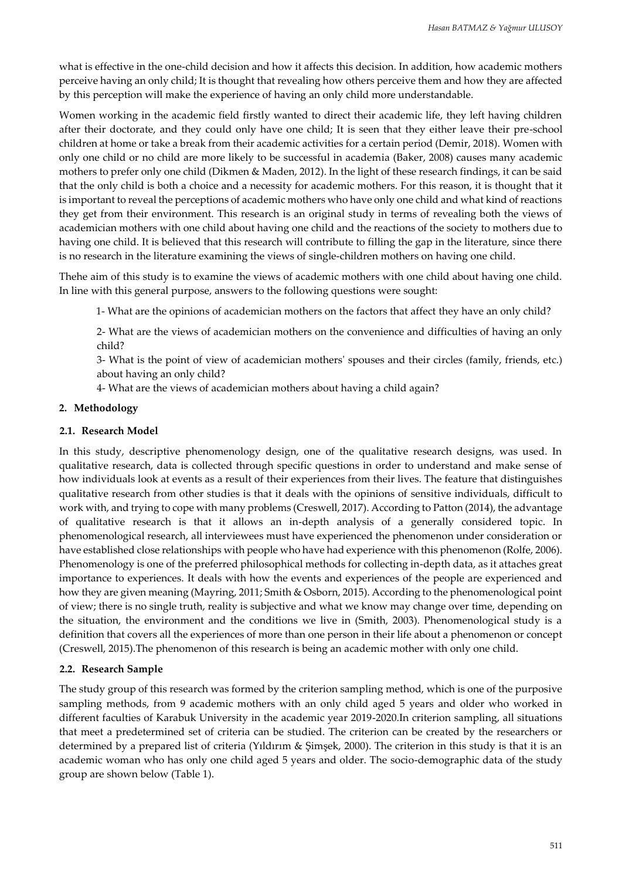what is effective in the one-child decision and how it affects this decision. In addition, how academic mothers perceive having an only child; It is thought that revealing how others perceive them and how they are affected by this perception will make the experience of having an only child more understandable.

Women working in the academic field firstly wanted to direct their academic life, they left having children after their doctorate, and they could only have one child; It is seen that they either leave their pre-school children at home or take a break from their academic activities for a certain period (Demir, 2018). Women with only one child or no child are more likely to be successful in academia (Baker, 2008) causes many academic mothers to prefer only one child (Dikmen & Maden, 2012). In the light of these research findings, it can be said that the only child is both a choice and a necessity for academic mothers. For this reason, it is thought that it is important to reveal the perceptions of academic mothers who have only one child and what kind of reactions they get from their environment. This research is an original study in terms of revealing both the views of academician mothers with one child about having one child and the reactions of the society to mothers due to having one child. It is believed that this research will contribute to filling the gap in the literature, since there is no research in the literature examining the views of single-children mothers on having one child.

Thehe aim of this study is to examine the views of academic mothers with one child about having one child. In line with this general purpose, answers to the following questions were sought:

1- What are the opinions of academician mothers on the factors that affect they have an only child?

2- What are the views of academician mothers on the convenience and difficulties of having an only child?

3- What is the point of view of academician mothers' spouses and their circles (family, friends, etc.) about having an only child?

4- What are the views of academician mothers about having a child again?

## 2. Methodology

### 2.1. Research Model

In this study, descriptive phenomenology design, one of the qualitative research designs, was used. In qualitative research, data is collected through specific questions in order to understand and make sense of how individuals look at events as a result of their experiences from their lives. The feature that distinguishes qualitative research from other studies is that it deals with the opinions of sensitive individuals, difficult to work with, and trying to cope with many problems (Creswell, 2017). According to Patton (2014), the advantage of qualitative research is that it allows an in-depth analysis of a generally considered topic. In phenomenological research, all interviewees must have experienced the phenomenon under consideration or have established close relationships with people who have had experience with this phenomenon (Rolfe, 2006). Phenomenology is one of the preferred philosophical methods for collecting in-depth data, as it attaches great importance to experiences. It deals with how the events and experiences of the people are experienced and how they are given meaning (Mayring, 2011; Smith & Osborn, 2015). According to the phenomenological point of view; there is no single truth, reality is subjective and what we know may change over time, depending on the situation, the environment and the conditions we live in (Smith, 2003). Phenomenological study is a definition that covers all the experiences of more than one person in their life about a phenomenon or concept (Creswell, 2015).The phenomenon of this research is being an academic mother with only one child.

### 2.2. Research Sample

The study group of this research was formed by the criterion sampling method, which is one of the purposive sampling methods, from 9 academic mothers with an only child aged 5 years and older who worked in different faculties of Karabuk University in the academic year 2019-2020.In criterion sampling, all situations that meet a predetermined set of criteria can be studied. The criterion can be created by the researchers or determined by a prepared list of criteria (Yıldırım & Şimşek, 2000). The criterion in this study is that it is an academic woman who has only one child aged 5 years and older. The socio-demographic data of the study group are shown below (Table 1).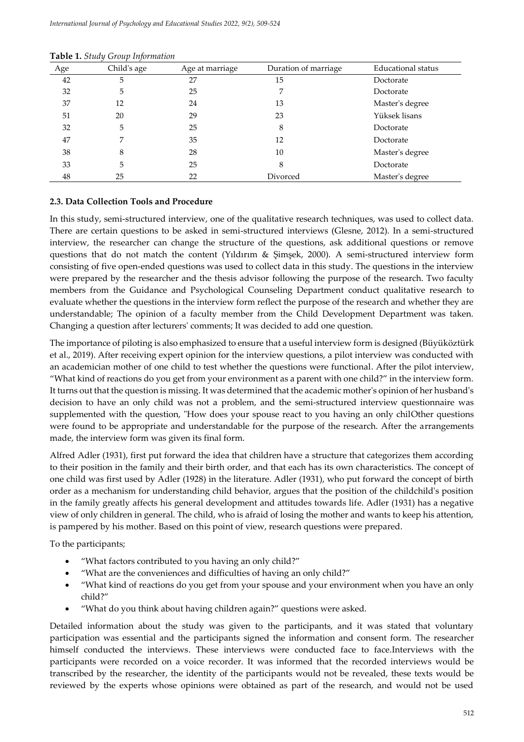**Table 1.** *Study Group Information*

| Age | Child's age | Age at marriage | Duration of marriage | Educational status |
|---|---|---|---|---|
| 42 | 5 | 27 | 15 | Doctorate |
| 32 | 5 | 25 | 7 | Doctorate |
| 37 | 12 | 24 | 13 | Master's degree |
| 51 | 20 | 29 | 23 | Yüksek lisans |
| 32 | 5 | 25 | 8 | Doctorate |
| 47 | 7 | 35 | 12 | Doctorate |
| 38 | 8 | 28 | 10 | Master's degree |
| 33 | 5 | 25 | 8 | Doctorate |
| 48 | 25 | 22 | Divorced | Master's degree |

### 2.3. Data Collection Tools and Procedure

In this study, semi-structured interview, one of the qualitative research techniques, was used to collect data. There are certain questions to be asked in semi-structured interviews (Glesne, 2012). In a semi-structured interview, the researcher can change the structure of the questions, ask additional questions or remove questions that do not match the content (Yıldırım & Şimşek, 2000). A semi-structured interview form consisting of five open-ended questions was used to collect data in this study. The questions in the interview were prepared by the researcher and the thesis advisor following the purpose of the research. Two faculty members from the Guidance and Psychological Counseling Department conduct qualitative research to evaluate whether the questions in the interview form reflect the purpose of the research and whether they are understandable; The opinion of a faculty member from the Child Development Department was taken. Changing a question after lecturers' comments; It was decided to add one question.

The importance of piloting is also emphasized to ensure that a useful interview form is designed (Büyüköztürk et al., 2019). After receiving expert opinion for the interview questions, a pilot interview was conducted with an academician mother of one child to test whether the questions were functional. After the pilot interview, "What kind of reactions do you get from your environment as a parent with one child?" in the interview form. It turns out that the question is missing. It was determined that the academic mother's opinion of her husband's decision to have an only child was not a problem, and the semi-structured interview questionnaire was supplemented with the question, "How does your spouse react to you having an only chilOther questions were found to be appropriate and understandable for the purpose of the research. After the arrangements made, the interview form was given its final form.

Alfred Adler (1931), first put forward the idea that children have a structure that categorizes them according to their position in the family and their birth order, and that each has its own characteristics. The concept of one child was first used by Adler (1928) in the literature. Adler (1931), who put forward the concept of birth order as a mechanism for understanding child behavior, argues that the position of the childchild's position in the family greatly affects his general development and attitudes towards life. Adler (1931) has a negative view of only children in general. The child, who is afraid of losing the mother and wants to keep his attention, is pampered by his mother. Based on this point of view, research questions were prepared.

To the participants;

- "What factors contributed to you having an only child?"
- "What are the conveniences and difficulties of having an only child?"
- "What kind of reactions do you get from your spouse and your environment when you have an only child?"
- "What do you think about having children again?" questions were asked.

Detailed information about the study was given to the participants, and it was stated that voluntary participation was essential and the participants signed the information and consent form. The researcher himself conducted the interviews. These interviews were conducted face to face.Interviews with the participants were recorded on a voice recorder. It was informed that the recorded interviews would be transcribed by the researcher, the identity of the participants would not be revealed, these texts would be reviewed by the experts whose opinions were obtained as part of the research, and would not be used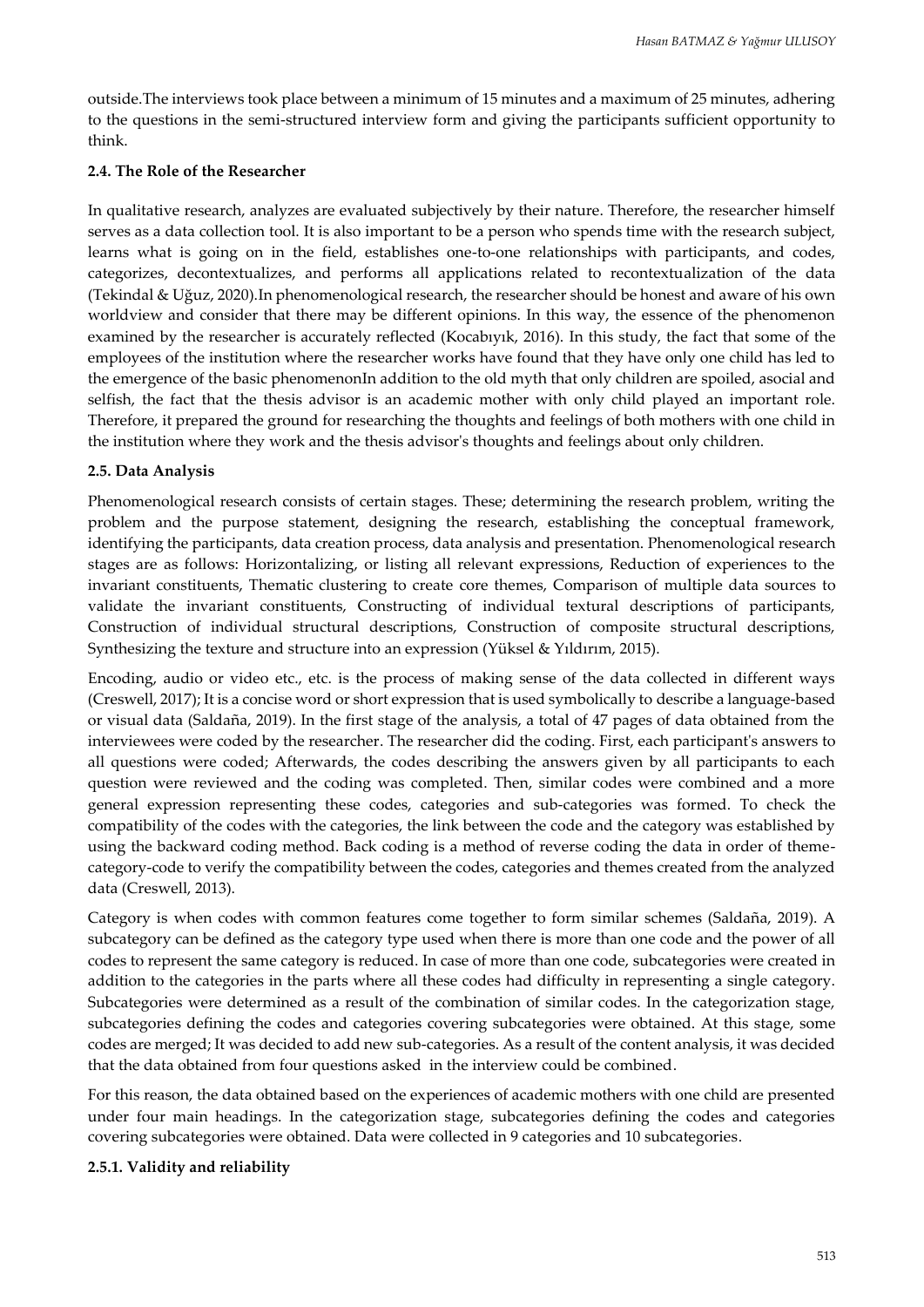outside.The interviews took place between a minimum of 15 minutes and a maximum of 25 minutes, adhering to the questions in the semi-structured interview form and giving the participants sufficient opportunity to think.

### 2.4. The Role of the Researcher

In qualitative research, analyzes are evaluated subjectively by their nature. Therefore, the researcher himself serves as a data collection tool. It is also important to be a person who spends time with the research subject, learns what is going on in the field, establishes one-to-one relationships with participants, and codes, categorizes, decontextualizes, and performs all applications related to recontextualization of the data (Tekindal & Uğuz, 2020).In phenomenological research, the researcher should be honest and aware of his own worldview and consider that there may be different opinions. In this way, the essence of the phenomenon examined by the researcher is accurately reflected (Kocabıyık, 2016). In this study, the fact that some of the employees of the institution where the researcher works have found that they have only one child has led to the emergence of the basic phenomenonIn addition to the old myth that only children are spoiled, asocial and selfish, the fact that the thesis advisor is an academic mother with only child played an important role. Therefore, it prepared the ground for researching the thoughts and feelings of both mothers with one child in the institution where they work and the thesis advisor's thoughts and feelings about only children.

### 2.5. Data Analysis

Phenomenological research consists of certain stages. These; determining the research problem, writing the problem and the purpose statement, designing the research, establishing the conceptual framework, identifying the participants, data creation process, data analysis and presentation. Phenomenological research stages are as follows: Horizontalizing, or listing all relevant expressions, Reduction of experiences to the invariant constituents, Thematic clustering to create core themes, Comparison of multiple data sources to validate the invariant constituents, Constructing of individual textural descriptions of participants, Construction of individual structural descriptions, Construction of composite structural descriptions, Synthesizing the texture and structure into an expression (Yüksel & Yıldırım, 2015).

Encoding, audio or video etc., etc. is the process of making sense of the data collected in different ways (Creswell, 2017); It is a concise word or short expression that is used symbolically to describe a language-based or visual data (Saldaña, 2019). In the first stage of the analysis, a total of 47 pages of data obtained from the interviewees were coded by the researcher. The researcher did the coding. First, each participant's answers to all questions were coded; Afterwards, the codes describing the answers given by all participants to each question were reviewed and the coding was completed. Then, similar codes were combined and a more general expression representing these codes, categories and sub-categories was formed. To check the compatibility of the codes with the categories, the link between the code and the category was established by using the backward coding method. Back coding is a method of reverse coding the data in order of theme-category-code to verify the compatibility between the codes, categories and themes created from the analyzed data (Creswell, 2013).

Category is when codes with common features come together to form similar schemes (Saldaña, 2019). A subcategory can be defined as the category type used when there is more than one code and the power of all codes to represent the same category is reduced. In case of more than one code, subcategories were created in addition to the categories in the parts where all these codes had difficulty in representing a single category. Subcategories were determined as a result of the combination of similar codes. In the categorization stage, subcategories defining the codes and categories covering subcategories were obtained. At this stage, some codes are merged; It was decided to add new sub-categories. As a result of the content analysis, it was decided that the data obtained from four questions asked in the interview could be combined.

For this reason, the data obtained based on the experiences of academic mothers with one child are presented under four main headings. In the categorization stage, subcategories defining the codes and categories covering subcategories were obtained. Data were collected in 9 categories and 10 subcategories.

#### 2.5.1. Validity and reliability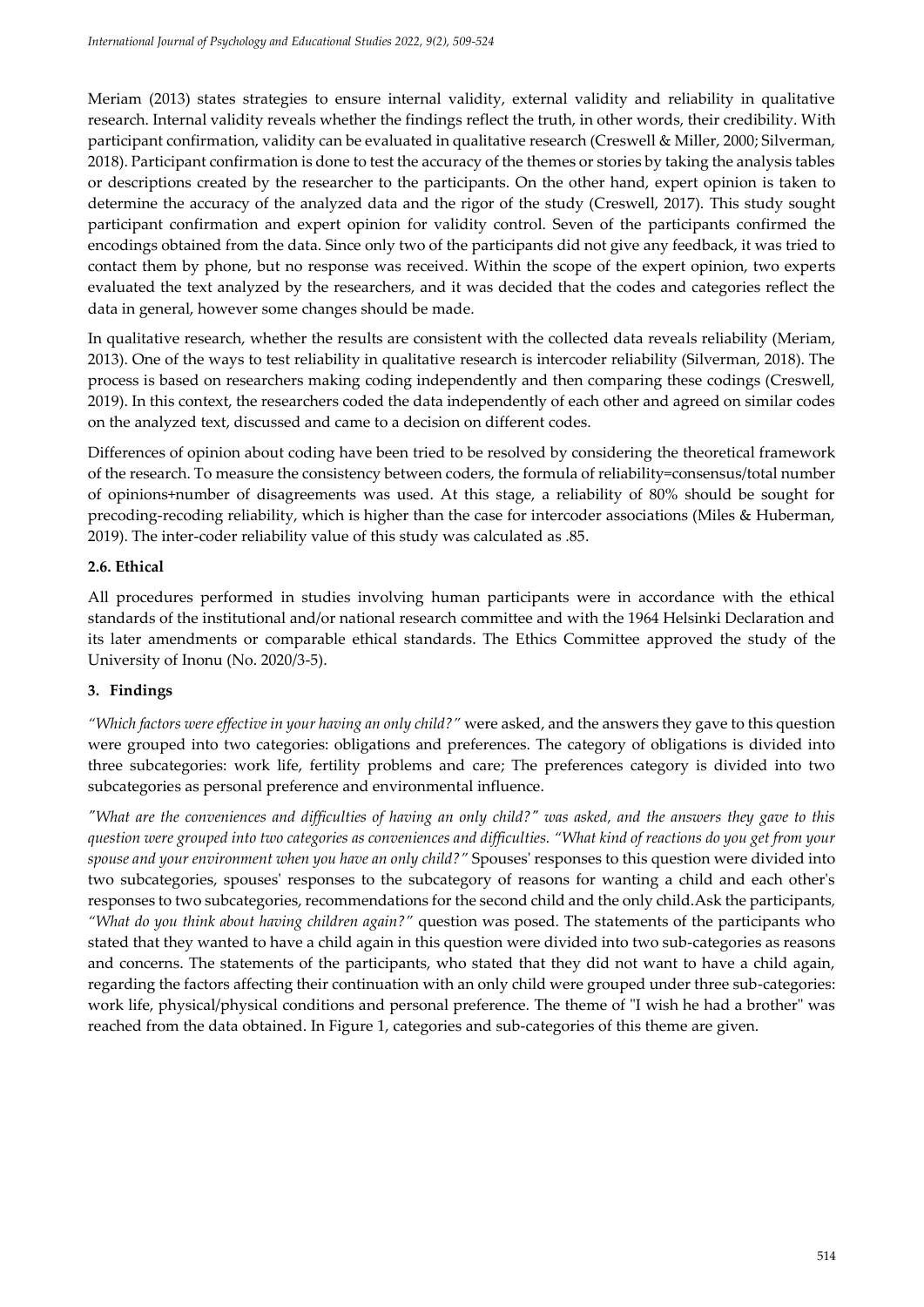Meriam (2013) states strategies to ensure internal validity, external validity and reliability in qualitative research. Internal validity reveals whether the findings reflect the truth, in other words, their credibility. With participant confirmation, validity can be evaluated in qualitative research (Creswell & Miller, 2000; Silverman, 2018). Participant confirmation is done to test the accuracy of the themes or stories by taking the analysis tables or descriptions created by the researcher to the participants. On the other hand, expert opinion is taken to determine the accuracy of the analyzed data and the rigor of the study (Creswell, 2017). This study sought participant confirmation and expert opinion for validity control. Seven of the participants confirmed the encodings obtained from the data. Since only two of the participants did not give any feedback, it was tried to contact them by phone, but no response was received. Within the scope of the expert opinion, two experts evaluated the text analyzed by the researchers, and it was decided that the codes and categories reflect the data in general, however some changes should be made.

In qualitative research, whether the results are consistent with the collected data reveals reliability (Meriam, 2013). One of the ways to test reliability in qualitative research is intercoder reliability (Silverman, 2018). The process is based on researchers making coding independently and then comparing these codings (Creswell, 2019). In this context, the researchers coded the data independently of each other and agreed on similar codes on the analyzed text, discussed and came to a decision on different codes.

Differences of opinion about coding have been tried to be resolved by considering the theoretical framework of the research. To measure the consistency between coders, the formula of reliability=consensus/total number of opinions+number of disagreements was used. At this stage, a reliability of 80% should be sought for precoding-recoding reliability, which is higher than the case for intercoder associations (Miles & Huberman, 2019). The inter-coder reliability value of this study was calculated as .85.

### 2.6. Ethical

All procedures performed in studies involving human participants were in accordance with the ethical standards of the institutional and/or national research committee and with the 1964 Helsinki Declaration and its later amendments or comparable ethical standards. The Ethics Committee approved the study of the University of Inonu (No. 2020/3-5).

## 3. Findings

*"Which factors were effective in your having an only child?"* were asked, and the answers they gave to this question were grouped into two categories: obligations and preferences. The category of obligations is divided into three subcategories: work life, fertility problems and care; The preferences category is divided into two subcategories as personal preference and environmental influence.

*"What are the conveniences and difficulties of having an only child?" was asked, and the answers they gave to this question were grouped into two categories as conveniences and difficulties. "What kind of reactions do you get from your spouse and your environment when you have an only child?"* Spouses' responses to this question were divided into two subcategories, spouses' responses to the subcategory of reasons for wanting a child and each other's responses to two subcategories, recommendations for the second child and the only child.Ask the participants, *"What do you think about having children again?"* question was posed. The statements of the participants who stated that they wanted to have a child again in this question were divided into two sub-categories as reasons and concerns. The statements of the participants, who stated that they did not want to have a child again, regarding the factors affecting their continuation with an only child were grouped under three sub-categories: work life, physical/physical conditions and personal preference. The theme of "I wish he had a brother" was reached from the data obtained. In Figure 1, categories and sub-categories of this theme are given.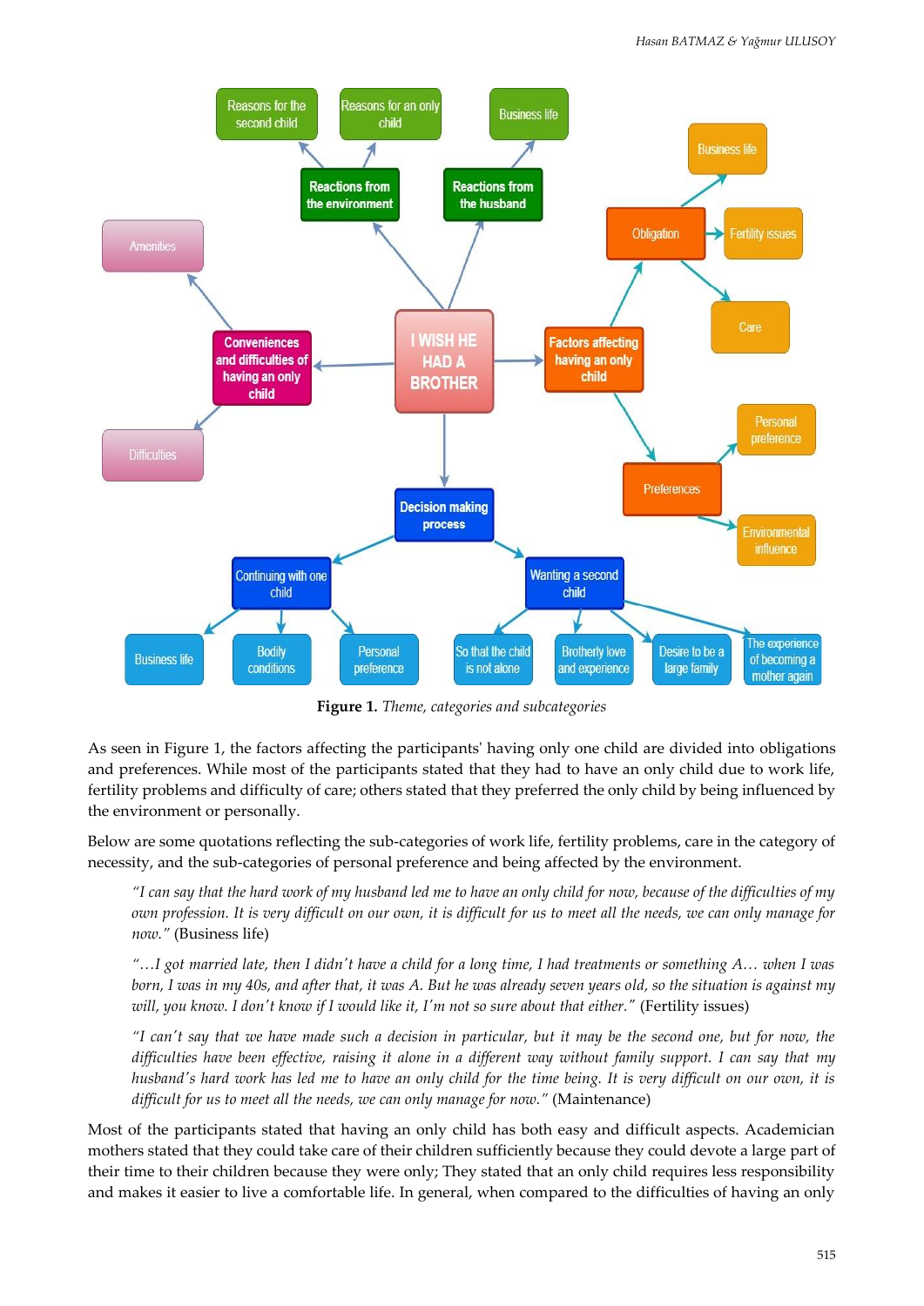**Figure 1.** *Theme, categories and subcategories*

As seen in Figure 1, the factors affecting the participants' having only one child are divided into obligations and preferences. While most of the participants stated that they had to have an only child due to work life, fertility problems and difficulty of care; others stated that they preferred the only child by being influenced by the environment or personally.

Below are some quotations reflecting the sub-categories of work life, fertility problems, care in the category of necessity, and the sub-categories of personal preference and being affected by the environment.

> *"I can say that the hard work of my husband led me to have an only child for now, because of the difficulties of my own profession. It is very difficult on our own, it is difficult for us to meet all the needs, we can only manage for now."* (Business life)

> *"…I got married late, then I didn't have a child for a long time, I had treatments or something A… when I was born, I was in my 40s, and after that, it was A. But he was already seven years old, so the situation is against my will, you know. I don't know if I would like it, I'm not so sure about that either."* (Fertility issues)

> *"I can't say that we have made such a decision in particular, but it may be the second one, but for now, the difficulties have been effective, raising it alone in a different way without family support. I can say that my husband's hard work has led me to have an only child for the time being. It is very difficult on our own, it is difficult for us to meet all the needs, we can only manage for now."* (Maintenance)

Most of the participants stated that having an only child has both easy and difficult aspects. Academician mothers stated that they could take care of their children sufficiently because they could devote a large part of their time to their children because they were only; They stated that an only child requires less responsibility and makes it easier to live a comfortable life. In general, when compared to the difficulties of having an only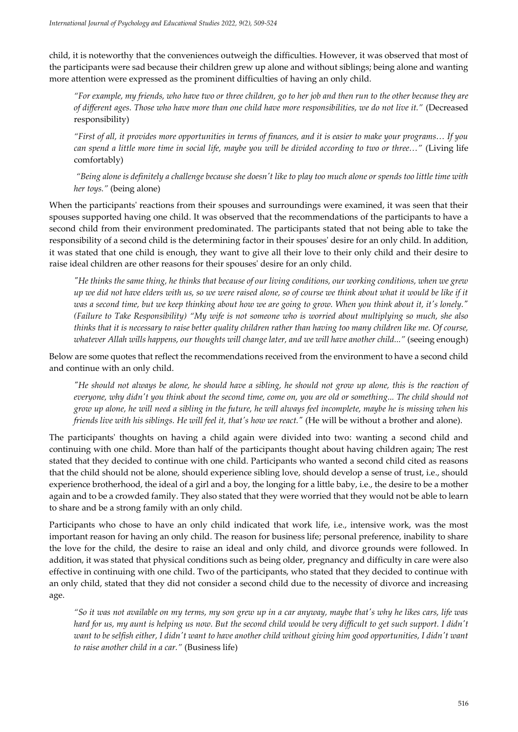child, it is noteworthy that the conveniences outweigh the difficulties. However, it was observed that most of the participants were sad because their children grew up alone and without siblings; being alone and wanting more attention were expressed as the prominent difficulties of having an only child.

> *"For example, my friends, who have two or three children, go to her job and then run to the other because they are of different ages. Those who have more than one child have more responsibilities, we do not live it."* (Decreased responsibility)

> *"First of all, it provides more opportunities in terms of finances, and it is easier to make your programs… If you can spend a little more time in social life, maybe you will be divided according to two or three…"* (Living life comfortably)

> *"Being alone is definitely a challenge because she doesn't like to play too much alone or spends too little time with her toys."* (being alone)

When the participants' reactions from their spouses and surroundings were examined, it was seen that their spouses supported having one child. It was observed that the recommendations of the participants to have a second child from their environment predominated. The participants stated that not being able to take the responsibility of a second child is the determining factor in their spouses' desire for an only child. In addition, it was stated that one child is enough, they want to give all their love to their only child and their desire to raise ideal children are other reasons for their spouses' desire for an only child.

> *"He thinks the same thing, he thinks that because of our living conditions, our working conditions, when we grew up we did not have elders with us, so we were raised alone, so of course we think about what it would be like if it was a second time, but we keep thinking about how we are going to grow. When you think about it, it's lonely." (Failure to Take Responsibility) "My wife is not someone who is worried about multiplying so much, she also thinks that it is necessary to raise better quality children rather than having too many children like me. Of course, whatever Allah wills happens, our thoughts will change later, and we will have another child..."* (seeing enough)

Below are some quotes that reflect the recommendations received from the environment to have a second child and continue with an only child.

> *"He should not always be alone, he should have a sibling, he should not grow up alone, this is the reaction of everyone, why didn't you think about the second time, come on, you are old or something... The child should not grow up alone, he will need a sibling in the future, he will always feel incomplete, maybe he is missing when his friends live with his siblings. He will feel it, that's how we react."* (He will be without a brother and alone).

The participants' thoughts on having a child again were divided into two: wanting a second child and continuing with one child. More than half of the participants thought about having children again; The rest stated that they decided to continue with one child. Participants who wanted a second child cited as reasons that the child should not be alone, should experience sibling love, should develop a sense of trust, i.e., should experience brotherhood, the ideal of a girl and a boy, the longing for a little baby, i.e., the desire to be a mother again and to be a crowded family. They also stated that they were worried that they would not be able to learn to share and be a strong family with an only child.

Participants who chose to have an only child indicated that work life, i.e., intensive work, was the most important reason for having an only child. The reason for business life; personal preference, inability to share the love for the child, the desire to raise an ideal and only child, and divorce grounds were followed. In addition, it was stated that physical conditions such as being older, pregnancy and difficulty in care were also effective in continuing with one child. Two of the participants, who stated that they decided to continue with an only child, stated that they did not consider a second child due to the necessity of divorce and increasing age.

> *"So it was not available on my terms, my son grew up in a car anyway, maybe that's why he likes cars, life was hard for us, my aunt is helping us now. But the second child would be very difficult to get such support. I didn't want to be selfish either, I didn't want to have another child without giving him good opportunities, I didn't want to raise another child in a car."* (Business life)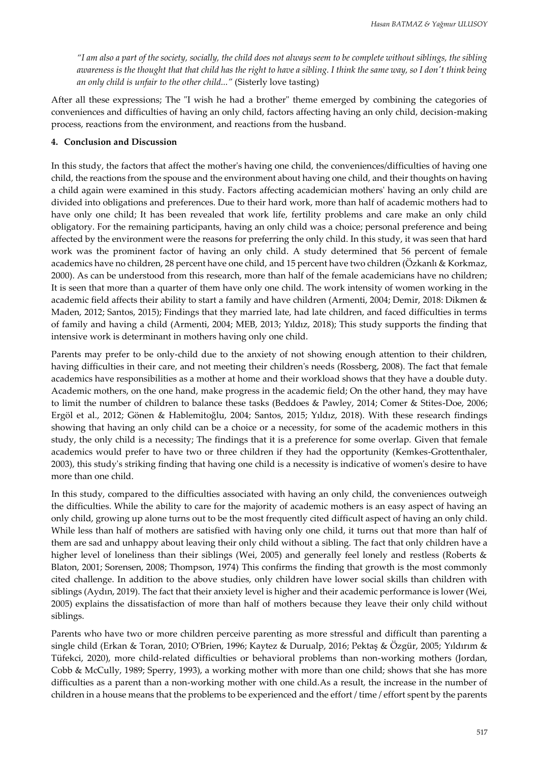*"I am also a part of the society, socially, the child does not always seem to be complete without siblings, the sibling awareness is the thought that that child has the right to have a sibling. I think the same way, so I don't think being an only child is unfair to the other child..."* (Sisterly love tasting)

After all these expressions; The "I wish he had a brother" theme emerged by combining the categories of conveniences and difficulties of having an only child, factors affecting having an only child, decision-making process, reactions from the environment, and reactions from the husband.

## 4. Conclusion and Discussion

In this study, the factors that affect the mother's having one child, the conveniences/difficulties of having one child, the reactions from the spouse and the environment about having one child, and their thoughts on having a child again were examined in this study. Factors affecting academician mothers' having an only child are divided into obligations and preferences. Due to their hard work, more than half of academic mothers had to have only one child; It has been revealed that work life, fertility problems and care make an only child obligatory. For the remaining participants, having an only child was a choice; personal preference and being affected by the environment were the reasons for preferring the only child. In this study, it was seen that hard work was the prominent factor of having an only child. A study determined that 56 percent of female academics have no children, 28 percent have one child, and 15 percent have two children (Özkanlı & Korkmaz, 2000). As can be understood from this research, more than half of the female academicians have no children; It is seen that more than a quarter of them have only one child. The work intensity of women working in the academic field affects their ability to start a family and have children (Armenti, 2004; Demir, 2018: Dikmen & Maden, 2012; Santos, 2015); Findings that they married late, had late children, and faced difficulties in terms of family and having a child (Armenti, 2004; MEB, 2013; Yıldız, 2018); This study supports the finding that intensive work is determinant in mothers having only one child.

Parents may prefer to be only-child due to the anxiety of not showing enough attention to their children, having difficulties in their care, and not meeting their children's needs (Rossberg, 2008). The fact that female academics have responsibilities as a mother at home and their workload shows that they have a double duty. Academic mothers, on the one hand, make progress in the academic field; On the other hand, they may have to limit the number of children to balance these tasks (Beddoes & Pawley, 2014; Comer & Stites-Doe, 2006; Ergöl et al., 2012; Gönen & Hablemitoğlu, 2004; Santos, 2015; Yıldız, 2018). With these research findings showing that having an only child can be a choice or a necessity, for some of the academic mothers in this study, the only child is a necessity; The findings that it is a preference for some overlap. Given that female academics would prefer to have two or three children if they had the opportunity (Kemkes-Grottenthaler, 2003), this study's striking finding that having one child is a necessity is indicative of women's desire to have more than one child.

In this study, compared to the difficulties associated with having an only child, the conveniences outweigh the difficulties. While the ability to care for the majority of academic mothers is an easy aspect of having an only child, growing up alone turns out to be the most frequently cited difficult aspect of having an only child. While less than half of mothers are satisfied with having only one child, it turns out that more than half of them are sad and unhappy about leaving their only child without a sibling. The fact that only children have a higher level of loneliness than their siblings (Wei, 2005) and generally feel lonely and restless (Roberts & Blaton, 2001; Sorensen, 2008; Thompson, 1974) This confirms the finding that growth is the most commonly cited challenge. In addition to the above studies, only children have lower social skills than children with siblings (Aydın, 2019). The fact that their anxiety level is higher and their academic performance is lower (Wei, 2005) explains the dissatisfaction of more than half of mothers because they leave their only child without siblings.

Parents who have two or more children perceive parenting as more stressful and difficult than parenting a single child (Erkan & Toran, 2010; O'Brien, 1996; Kaytez & Durualp, 2016; Pektaş & Özgür, 2005; Yıldırım & Tüfekci, 2020), more child-related difficulties or behavioral problems than non-working mothers (Jordan, Cobb & McCully, 1989; Sperry, 1993), a working mother with more than one child; shows that she has more difficulties as a parent than a non-working mother with one child.As a result, the increase in the number of children in a house means that the problems to be experienced and the effort / time / effort spent by the parents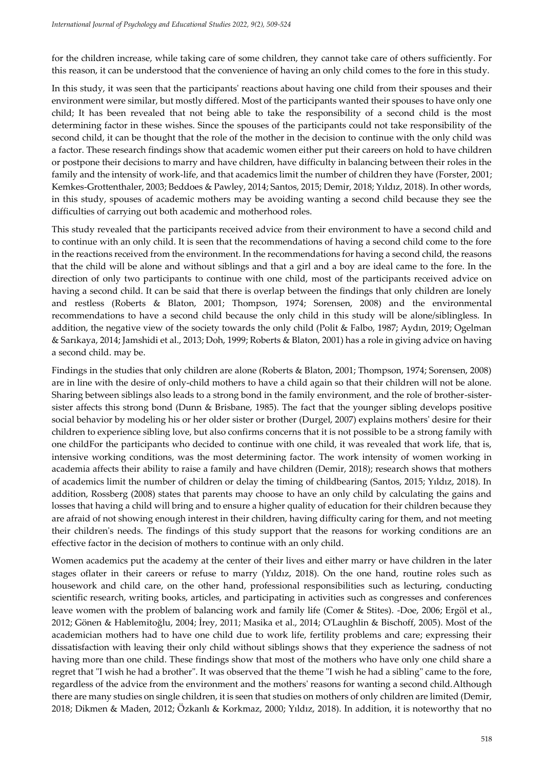for the children increase, while taking care of some children, they cannot take care of others sufficiently. For this reason, it can be understood that the convenience of having an only child comes to the fore in this study.

In this study, it was seen that the participants' reactions about having one child from their spouses and their environment were similar, but mostly differed. Most of the participants wanted their spouses to have only one child; It has been revealed that not being able to take the responsibility of a second child is the most determining factor in these wishes. Since the spouses of the participants could not take responsibility of the second child, it can be thought that the role of the mother in the decision to continue with the only child was a factor. These research findings show that academic women either put their careers on hold to have children or postpone their decisions to marry and have children, have difficulty in balancing between their roles in the family and the intensity of work-life, and that academics limit the number of children they have (Forster, 2001; Kemkes-Grottenthaler, 2003; Beddoes & Pawley, 2014; Santos, 2015; Demir, 2018; Yıldız, 2018). In other words, in this study, spouses of academic mothers may be avoiding wanting a second child because they see the difficulties of carrying out both academic and motherhood roles.

This study revealed that the participants received advice from their environment to have a second child and to continue with an only child. It is seen that the recommendations of having a second child come to the fore in the reactions received from the environment. In the recommendations for having a second child, the reasons that the child will be alone and without siblings and that a girl and a boy are ideal came to the fore. In the direction of only two participants to continue with one child, most of the participants received advice on having a second child. It can be said that there is overlap between the findings that only children are lonely and restless (Roberts & Blaton, 2001; Thompson, 1974; Sorensen, 2008) and the environmental recommendations to have a second child because the only child in this study will be alone/siblingless. In addition, the negative view of the society towards the only child (Polit & Falbo, 1987; Aydın, 2019; Ogelman & Sarıkaya, 2014; Jamshidi et al., 2013; Doh, 1999; Roberts & Blaton, 2001) has a role in giving advice on having a second child. may be.

Findings in the studies that only children are alone (Roberts & Blaton, 2001; Thompson, 1974; Sorensen, 2008) are in line with the desire of only-child mothers to have a child again so that their children will not be alone. Sharing between siblings also leads to a strong bond in the family environment, and the role of brother-sister-sister affects this strong bond (Dunn & Brisbane, 1985). The fact that the younger sibling develops positive social behavior by modeling his or her older sister or brother (Durgel, 2007) explains mothers' desire for their children to experience sibling love, but also confirms concerns that it is not possible to be a strong family with one childFor the participants who decided to continue with one child, it was revealed that work life, that is, intensive working conditions, was the most determining factor. The work intensity of women working in academia affects their ability to raise a family and have children (Demir, 2018); research shows that mothers of academics limit the number of children or delay the timing of childbearing (Santos, 2015; Yıldız, 2018). In addition, Rossberg (2008) states that parents may choose to have an only child by calculating the gains and losses that having a child will bring and to ensure a higher quality of education for their children because they are afraid of not showing enough interest in their children, having difficulty caring for them, and not meeting their children's needs. The findings of this study support that the reasons for working conditions are an effective factor in the decision of mothers to continue with an only child.

Women academics put the academy at the center of their lives and either marry or have children in the later stages oflater in their careers or refuse to marry (Yıldız, 2018). On the one hand, routine roles such as housework and child care, on the other hand, professional responsibilities such as lecturing, conducting scientific research, writing books, articles, and participating in activities such as congresses and conferences leave women with the problem of balancing work and family life (Comer & Stites). -Doe, 2006; Ergöl et al., 2012; Gönen & Hablemitoğlu, 2004; İrey, 2011; Masika et al., 2014; O'Laughlin & Bischoff, 2005). Most of the academician mothers had to have one child due to work life, fertility problems and care; expressing their dissatisfaction with leaving their only child without siblings shows that they experience the sadness of not having more than one child. These findings show that most of the mothers who have only one child share a regret that "I wish he had a brother". It was observed that the theme "I wish he had a sibling" came to the fore, regardless of the advice from the environment and the mothers' reasons for wanting a second child.Although there are many studies on single children, it is seen that studies on mothers of only children are limited (Demir, 2018; Dikmen & Maden, 2012; Özkanlı & Korkmaz, 2000; Yıldız, 2018). In addition, it is noteworthy that no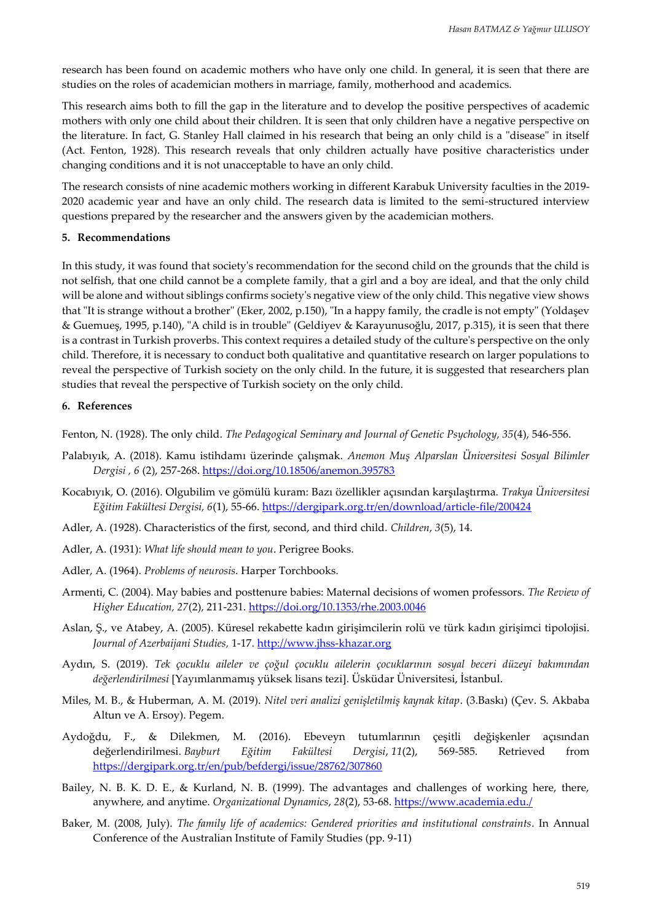research has been found on academic mothers who have only one child. In general, it is seen that there are studies on the roles of academician mothers in marriage, family, motherhood and academics.

This research aims both to fill the gap in the literature and to develop the positive perspectives of academic mothers with only one child about their children. It is seen that only children have a negative perspective on the literature. In fact, G. Stanley Hall claimed in his research that being an only child is a "disease" in itself (Act. Fenton, 1928). This research reveals that only children actually have positive characteristics under changing conditions and it is not unacceptable to have an only child.

The research consists of nine academic mothers working in different Karabuk University faculties in the 2019-2020 academic year and have an only child. The research data is limited to the semi-structured interview questions prepared by the researcher and the answers given by the academician mothers.

## 5. Recommendations

In this study, it was found that society's recommendation for the second child on the grounds that the child is not selfish, that one child cannot be a complete family, that a girl and a boy are ideal, and that the only child will be alone and without siblings confirms society's negative view of the only child. This negative view shows that "It is strange without a brother" (Eker, 2002, p.150), "In a happy family, the cradle is not empty" (Yoldaşev & Guemueş, 1995, p.140), "A child is in trouble" (Geldiyev & Karayunusoğlu, 2017, p.315), it is seen that there is a contrast in Turkish proverbs. This context requires a detailed study of the culture's perspective on the only child. Therefore, it is necessary to conduct both qualitative and quantitative research on larger populations to reveal the perspective of Turkish society on the only child. In the future, it is suggested that researchers plan studies that reveal the perspective of Turkish society on the only child.

## 6. References

Fenton, N. (1928). The only child. *The Pedagogical Seminary and Journal of Genetic Psychology, 35*(4), 546-556.

Palabıyık, A. (2018). Kamu istihdamı üzerinde çalışmak. *Anemon Muş Alparslan Üniversitesi Sosyal Bilimler Dergisi , 6* (2), 257-268. https://doi.org/10.18506/anemon.395783

Kocabıyık, O. (2016). Olgubilim ve gömülü kuram: Bazı özellikler açısından karşılaştırma. *Trakya Üniversitesi Eğitim Fakültesi Dergisi, 6*(1), 55-66. https://dergipark.org.tr/en/download/article-file/200424

Adler, A. (1928). Characteristics of the first, second, and third child. *Children*, *3*(5), 14.

Adler, A. (1931): *What life should mean to you*. Perigree Books.

Adler, A. (1964). *Problems of neurosis*. Harper Torchbooks.

Armenti, C. (2004). May babies and posttenure babies: Maternal decisions of women professors. *The Review of Higher Education, 27*(2), 211-231. https://doi.org/10.1353/rhe.2003.0046

Aslan, Ş., ve Atabey, A. (2005). Küresel rekabette kadın girişimcilerin rolü ve türk kadın girişimci tipolojisi. *Journal of Azerbaijani Studies,* 1-17. http://www.jhss-khazar.org

Aydın, S. (2019). *Tek çocuklu aileler ve çoğul çocuklu ailelerin çocuklarının sosyal beceri düzeyi bakımından değerlendirilmesi* [Yayımlanmamış yüksek lisans tezi]. Üsküdar Üniversitesi, İstanbul.

Miles, M. B., & Huberman, A. M. (2019). *Nitel veri analizi genişletilmiş kaynak kitap*. (3.Baskı) (Çev. S. Akbaba Altun ve A. Ersoy). Pegem.

Aydoğdu, F., & Dilekmen, M. (2016). Ebeveyn tutumlarının çeşitli değişkenler açısından değerlendirilmesi. *Bayburt Eğitim Fakültesi Dergisi*, *11*(2), 569-585. Retrieved from https://dergipark.org.tr/en/pub/befdergi/issue/28762/307860

Bailey, N. B. K. D. E., & Kurland, N. B. (1999). The advantages and challenges of working here, there, anywhere, and anytime. *Organizational Dynamics*, *28*(2), 53-68. https://www.academia.edu./

Baker, M. (2008, July). *The family life of academics: Gendered priorities and institutional constraints*. In Annual Conference of the Australian Institute of Family Studies (pp. 9-11)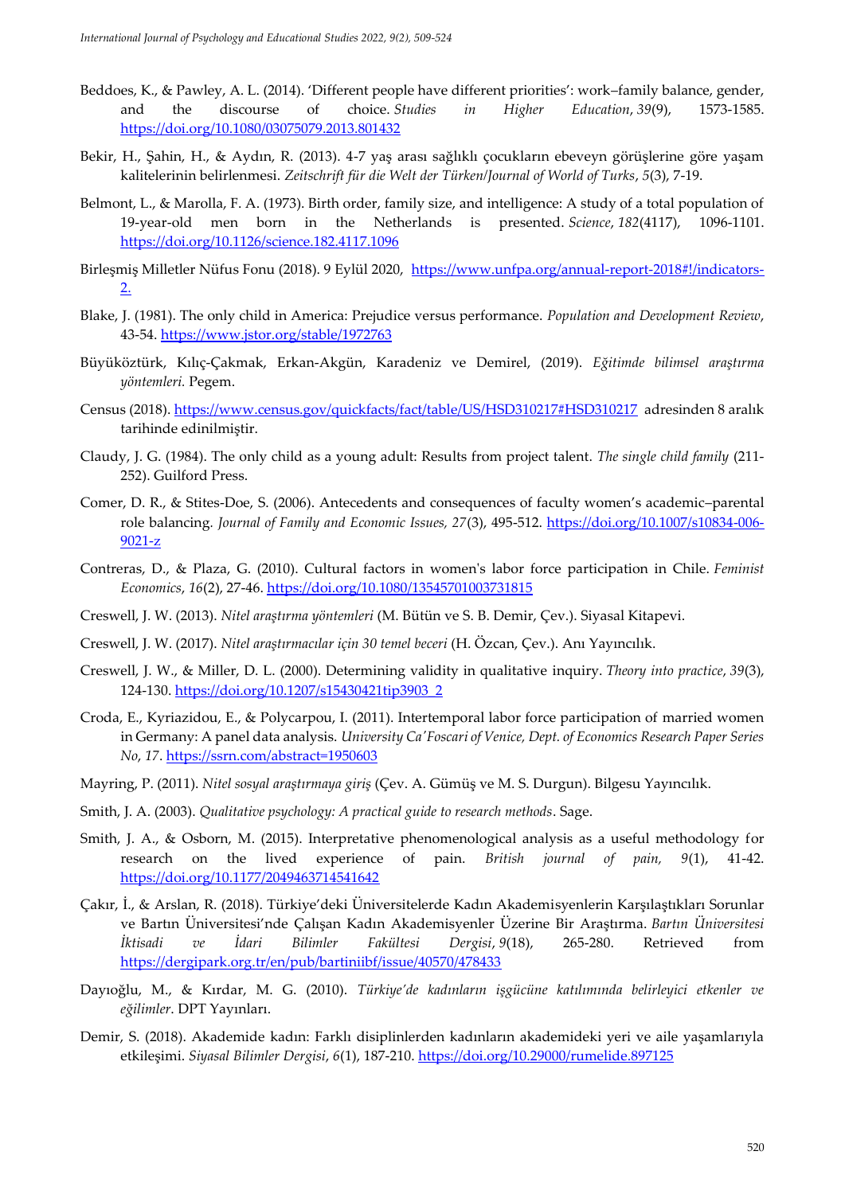Beddoes, K., & Pawley, A. L. (2014). 'Different people have different priorities': work–family balance, gender, and the discourse of choice. *Studies in Higher Education*, *39*(9), 1573-1585. https://doi.org/10.1080/03075079.2013.801432

Bekir, H., Şahin, H., & Aydın, R. (2013). 4-7 yaş arası sağlıklı çocukların ebeveyn görüşlerine göre yaşam kalitelerinin belirlenmesi. *Zeitschrift für die Welt der Türken/Journal of World of Turks*, *5*(3), 7-19.

Belmont, L., & Marolla, F. A. (1973). Birth order, family size, and intelligence: A study of a total population of 19-year-old men born in the Netherlands is presented. *Science*, *182*(4117), 1096-1101. https://doi.org/10.1126/science.182.4117.1096

Birleşmiş Milletler Nüfus Fonu (2018). 9 Eylül 2020, https://www.unfpa.org/annual-report-2018#!/indicators-2.

Blake, J. (1981). The only child in America: Prejudice versus performance. *Population and Development Review*, 43-54. https://www.jstor.org/stable/1972763

Büyüköztürk, Kılıç-Çakmak, Erkan-Akgün, Karadeniz ve Demirel, (2019). *Eğitimde bilimsel araştırma yöntemleri.* Pegem.

Census (2018). https://www.census.gov/quickfacts/fact/table/US/HSD310217#HSD310217 adresinden 8 aralık tarihinde edinilmiştir.

Claudy, J. G. (1984). The only child as a young adult: Results from project talent. *The single child family* (211-252). Guilford Press.

Comer, D. R., & Stites-Doe, S. (2006). Antecedents and consequences of faculty women's academic–parental role balancing. *Journal of Family and Economic Issues, 27*(3), 495-512. https://doi.org/10.1007/s10834-006-9021-z

Contreras, D., & Plaza, G. (2010). Cultural factors in women's labor force participation in Chile. *Feminist Economics*, *16*(2), 27-46. https://doi.org/10.1080/13545701003731815

Creswell, J. W. (2013). *Nitel araştırma yöntemleri* (M. Bütün ve S. B. Demir, Çev.). Siyasal Kitapevi.

Creswell, J. W. (2017). *Nitel araştırmacılar için 30 temel beceri* (H. Özcan, Çev.). Anı Yayıncılık.

Creswell, J. W., & Miller, D. L. (2000). Determining validity in qualitative inquiry. *Theory into practice*, *39*(3), 124-130. https://doi.org/10.1207/s15430421tip3903_2

Croda, E., Kyriazidou, E., & Polycarpou, I. (2011). Intertemporal labor force participation of married women in Germany: A panel data analysis. *University Ca' Foscari of Venice, Dept. of Economics Research Paper Series No*, *17*. https://ssrn.com/abstract=1950603

Mayring, P. (2011). *Nitel sosyal araştırmaya giriş* (Çev. A. Gümüş ve M. S. Durgun). Bilgesu Yayıncılık.

Smith, J. A. (2003). *Qualitative psychology: A practical guide to research methods*. Sage.

Smith, J. A., & Osborn, M. (2015). Interpretative phenomenological analysis as a useful methodology for research on the lived experience of pain. *British journal of pain, 9*(1), 41-42. https://doi.org/10.1177/2049463714541642

Çakır, İ., & Arslan, R. (2018). Türkiye'deki Üniversitelerde Kadın Akademisyenlerin Karşılaştıkları Sorunlar ve Bartın Üniversitesi'nde Çalışan Kadın Akademisyenler Üzerine Bir Araştırma. *Bartın Üniversitesi İktisadi ve İdari Bilimler Fakültesi Dergisi*, *9*(18), 265-280. Retrieved from https://dergipark.org.tr/en/pub/bartiniibf/issue/40570/478433

Dayıoğlu, M., & Kırdar, M. G. (2010). *Türkiye'de kadınların işgücüne katılımında belirleyici etkenler ve eğilimler*. DPT Yayınları.

Demir, S. (2018). Akademide kadın: Farklı disiplinlerden kadınların akademideki yeri ve aile yaşamlarıyla etkileşimi. *Siyasal Bilimler Dergisi*, *6*(1), 187-210. https://doi.org/10.29000/rumelide.897125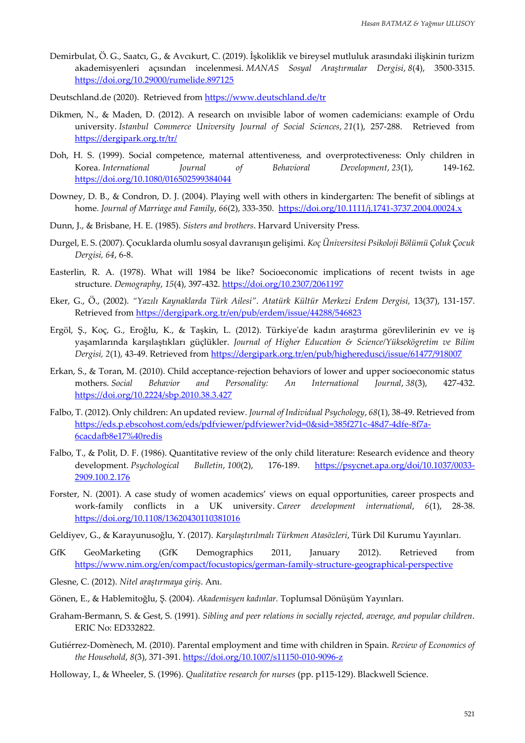Demirbulat, Ö. G., Saatcı, G., & Avcıkurt, C. (2019). İşkoliklik ve bireysel mutluluk arasındaki ilişkinin turizm akademisyenleri açısından incelenmesi. *MANAS Sosyal Araştırmalar Dergisi*, *8*(4), 3500-3315. https://doi.org/10.29000/rumelide.897125

Deutschland.de (2020). Retrieved from https://www.deutschland.de/tr

Dikmen, N., & Maden, D. (2012). A research on ınvisible labor of women cademicians: example of Ordu university. *Istanbul Commerce University Journal of Social Sciences*, *21*(1), 257-288. Retrieved from https://dergipark.org.tr/tr/

Doh, H. S. (1999). Social competence, maternal attentiveness, and overprotectiveness: Only children in Korea. *International Journal of Behavioral Development*, *23*(1), 149-162. https://doi.org/10.1080/016502599384044

Downey, D. B., & Condron, D. J. (2004). Playing well with others in kindergarten: The benefit of siblings at home. *Journal of Marriage and Family*, *66*(2), 333-350. https://doi.org/10.1111/j.1741-3737.2004.00024.x

Dunn, J., & Brisbane, H. E. (1985). *Sisters and brothers*. Harvard University Press.

Durgel, E. S. (2007). Çocuklarda olumlu sosyal davranışın gelişimi. *Koç Üniversitesi Psikoloji Bölümü Çoluk Çocuk Dergisi, 64*, 6-8.

Easterlin, R. A. (1978). What will 1984 be like? Socioeconomic implications of recent twists in age structure. *Demography*, *15*(4), 397-432. https://doi.org/10.2307/2061197

Eker, G., Ö., (2002). *"Yazılı Kaynaklarda Türk Ailesi"*. *Atatürk Kültür Merkezi Erdem Dergisi,* 13(37), 131-157. Retrieved from https://dergipark.org.tr/en/pub/erdem/issue/44288/546823

Ergöl, Ş., Koç, G., Eroğlu, K., & Taşkin, L. (2012). Türkiye'de kadın araştırma görevlilerinin ev ve iş yaşamlarında karşılaştıkları güçlükler. *Journal of Higher Education & Science/Yüksekögretim ve Bilim Dergisi, 2*(1), 43-49. Retrieved from https://dergipark.org.tr/en/pub/higheredusci/issue/61477/918007

Erkan, S., & Toran, M. (2010). Child acceptance-rejection behaviors of lower and upper socioeconomic status mothers. *Social Behavior and Personality: An International Journal*, *38*(3), 427-432. https://doi.org/10.2224/sbp.2010.38.3.427

Falbo, T. (2012). Only children: An updated review. *Journal of Individual Psychology*, *68*(1), 38-49. Retrieved from https://eds.p.ebscohost.com/eds/pdfviewer/pdfviewer?vid=0&sid=385f271c-48d7-4dfe-8f7a-6cacdafb8e17%40redis

Falbo, T., & Polit, D. F. (1986). Quantitative review of the only child literature: Research evidence and theory development. *Psychological Bulletin*, *100*(2), 176-189. https://psycnet.apa.org/doi/10.1037/0033-2909.100.2.176

Forster, N. (2001). A case study of women academics' views on equal opportunities, career prospects and work-family conflicts in a UK university. *Career development international*, *6*(1), 28-38. https://doi.org/10.1108/13620430110381016

Geldiyev, G., & Karayunusoğlu, Y. (2017). *Karşılaştırılmalı Türkmen Atasözleri*, Türk Dil Kurumu Yayınları.

GfK GeoMarketing (GfK Demographics 2011, January 2012). Retrieved from https://www.nim.org/en/compact/focustopics/german-family-structure-geographical-perspective

Glesne, C. (2012). *Nitel araştırmaya giriş*. Anı.

Gönen, E., & Hablemitoğlu, Ş. (2004). *Akademisyen kadınlar.* Toplumsal Dönüşüm Yayınları.

Graham-Bermann, S. & Gest, S. (1991). *Sibling and peer relations in socially rejected, average, and popular children*. ERIC No: ED332822.

Gutiérrez-Domènech, M. (2010). Parental employment and time with children in Spain. *Review of Economics of the Household*, *8*(3), 371-391. https://doi.org/10.1007/s11150-010-9096-z

Holloway, I., & Wheeler, S. (1996). *Qualitative research for nurses* (pp. p115-129). Blackwell Science.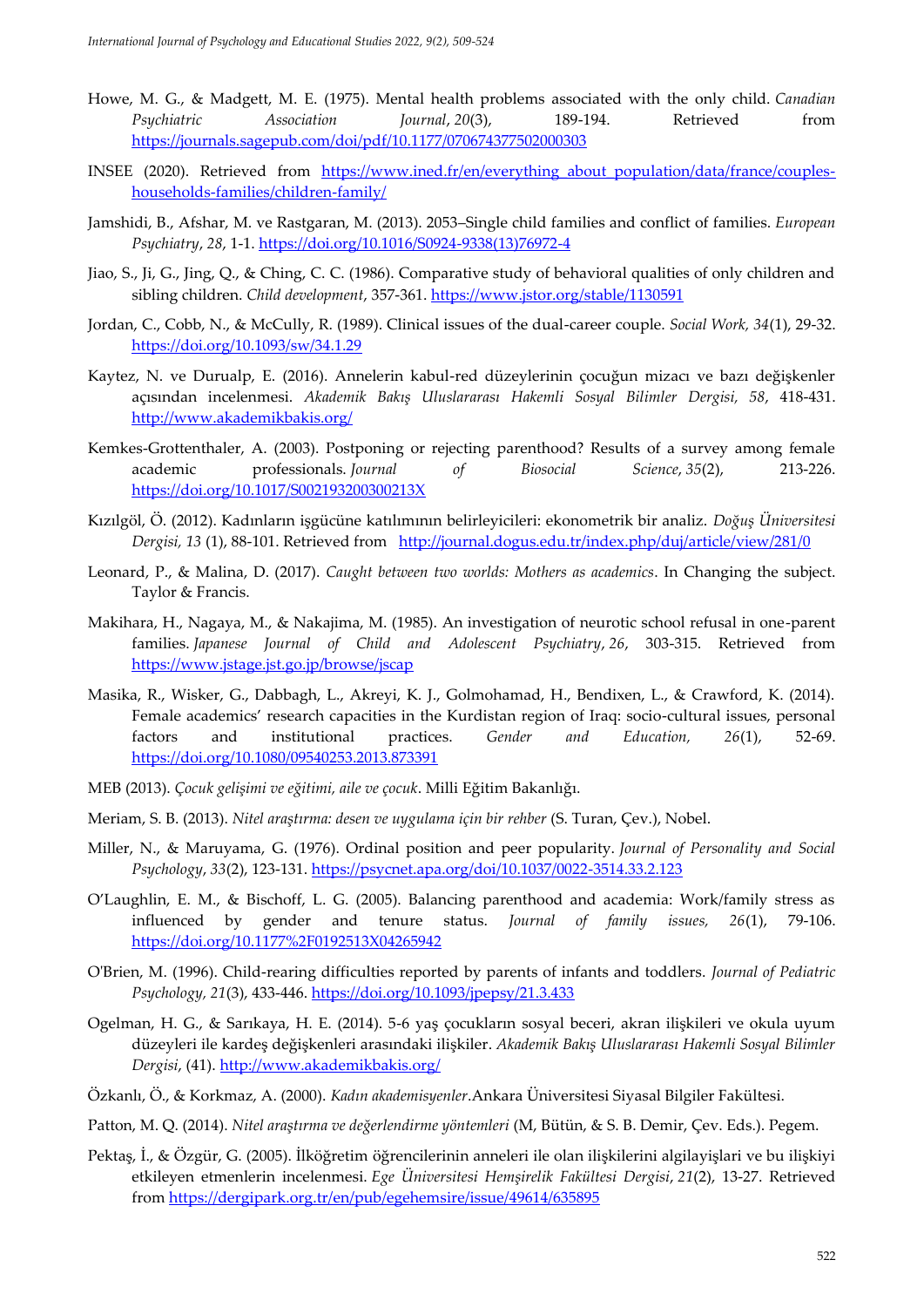Howe, M. G., & Madgett, M. E. (1975). Mental health problems associated with the only child. *Canadian Psychiatric Association Journal*, *20*(3), 189-194. Retrieved from https://journals.sagepub.com/doi/pdf/10.1177/070674377502000303

INSEE (2020). Retrieved from https://www.ined.fr/en/everything_about_population/data/france/couples-households-families/children-family/

Jamshidi, B., Afshar, M. ve Rastgaran, M. (2013). 2053–Single child families and conflict of families. *European Psychiatry*, *28*, 1-1. https://doi.org/10.1016/S0924-9338(13)76972-4

Jiao, S., Ji, G., Jing, Q., & Ching, C. C. (1986). Comparative study of behavioral qualities of only children and sibling children. *Child development*, 357-361. https://www.jstor.org/stable/1130591

Jordan, C., Cobb, N., & McCully, R. (1989). Clinical issues of the dual-career couple. *Social Work, 34*(1), 29-32. https://doi.org/10.1093/sw/34.1.29

Kaytez, N. ve Durualp, E. (2016). Annelerin kabul-red düzeylerinin çocuğun mizacı ve bazı değişkenler açısından incelenmesi. *Akademik Bakış Uluslararası Hakemli Sosyal Bilimler Dergisi, 58*, 418-431. http://www.akademikbakis.org/

Kemkes-Grottenthaler, A. (2003). Postponing or rejecting parenthood? Results of a survey among female academic professionals. *Journal of Biosocial Science*, *35*(2), 213-226. https://doi.org/10.1017/S002193200300213X

Kızılgöl, Ö. (2012). Kadınların işgücüne katılımının belirleyicileri: ekonometrik bir analiz. *Doğuş Üniversitesi Dergisi, 13* (1), 88-101. Retrieved from http://journal.dogus.edu.tr/index.php/duj/article/view/281/0

Leonard, P., & Malina, D. (2017). *Caught between two worlds: Mothers as academics*. In Changing the subject. Taylor & Francis.

Makihara, H., Nagaya, M., & Nakajima, M. (1985). An investigation of neurotic school refusal in one-parent families. *Japanese Journal of Child and Adolescent Psychiatry*, *26*, 303-315. Retrieved from https://www.jstage.jst.go.jp/browse/jscap

Masika, R., Wisker, G., Dabbagh, L., Akreyi, K. J., Golmohamad, H., Bendixen, L., & Crawford, K. (2014). Female academics' research capacities in the Kurdistan region of Iraq: socio-cultural issues, personal factors and institutional practices. *Gender and Education, 26*(1), 52-69. https://doi.org/10.1080/09540253.2013.873391

MEB (2013). *Çocuk gelişimi ve eğitimi, aile ve çocuk*. Milli Eğitim Bakanlığı.

Meriam, S. B. (2013). *Nitel araştırma: desen ve uygulama için bir rehber* (S. Turan, Çev.), Nobel.

Miller, N., & Maruyama, G. (1976). Ordinal position and peer popularity. *Journal of Personality and Social Psychology*, *33*(2), 123-131. https://psycnet.apa.org/doi/10.1037/0022-3514.33.2.123

O'Laughlin, E. M., & Bischoff, L. G. (2005). Balancing parenthood and academia: Work/family stress as influenced by gender and tenure status. *Journal of family issues, 26*(1), 79-106. https://doi.org/10.1177%2F0192513X04265942

O'Brien, M. (1996). Child-rearing difficulties reported by parents of infants and toddlers. *Journal of Pediatric Psychology*, *21*(3), 433-446. https://doi.org/10.1093/jpepsy/21.3.433

Ogelman, H. G., & Sarıkaya, H. E. (2014). 5-6 yaş çocukların sosyal beceri, akran ilişkileri ve okula uyum düzeyleri ile kardeş değişkenleri arasındaki ilişkiler. *Akademik Bakış Uluslararası Hakemli Sosyal Bilimler Dergisi*, (41). http://www.akademikbakis.org/

Özkanlı, Ö., & Korkmaz, A. (2000). *Kadın akademisyenler*.Ankara Üniversitesi Siyasal Bilgiler Fakültesi.

Patton, M. Q. (2014). *Nitel araştırma ve değerlendirme yöntemleri* (M, Bütün, & S. B. Demir, Çev. Eds.). Pegem.

Pektaş, İ., & Özgür, G. (2005). İlköğretim öğrencilerinin anneleri ile olan ilişkilerini algilayişlari ve bu ilişkiyi etkileyen etmenlerin incelenmesi. *Ege Üniversitesi Hemşirelik Fakültesi Dergisi*, *21*(2), 13-27. Retrieved from https://dergipark.org.tr/en/pub/egehemsire/issue/49614/635895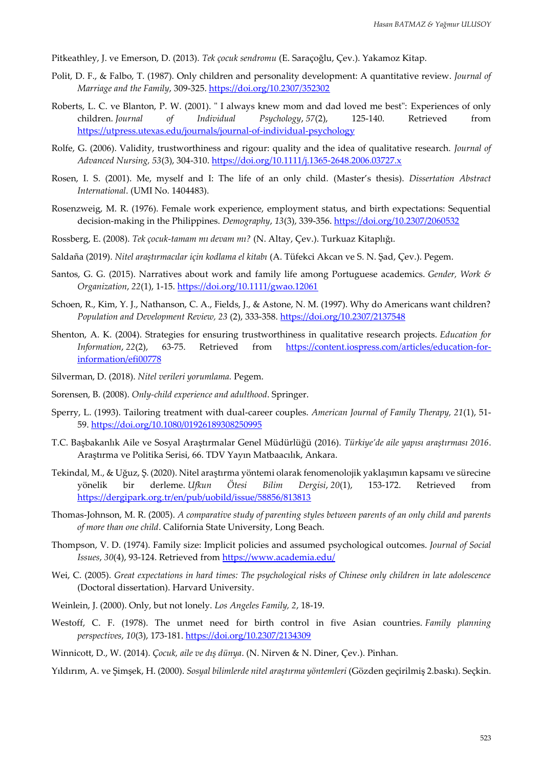Pitkeathley, J. ve Emerson, D. (2013). *Tek çocuk sendromu* (E. Saraçoğlu, Çev.). Yakamoz Kitap.

Polit, D. F., & Falbo, T. (1987). Only children and personality development: A quantitative review. *Journal of Marriage and the Family*, 309-325. https://doi.org/10.2307/352302

Roberts, L. C. ve Blanton, P. W. (2001). " I always knew mom and dad loved me best": Experiences of only children. *Journal of Individual Psychology*, *57*(2), 125-140. Retrieved from https://utpress.utexas.edu/journals/journal-of-individual-psychology

Rolfe, G. (2006). Validity, trustworthiness and rigour: quality and the idea of qualitative research. *Journal of Advanced Nursing, 53*(3), 304-310. https://doi.org/10.1111/j.1365-2648.2006.03727.x

Rosen, I. S. (2001). Me, myself and I: The life of an only child. (Master's thesis). *Dissertation Abstract International*. (UMI No. 1404483).

Rosenzweig, M. R. (1976). Female work experience, employment status, and birth expectations: Sequential decision-making in the Philippines. *Demography*, *13*(3), 339-356. https://doi.org/10.2307/2060532

Rossberg, E. (2008). *Tek çocuk-tamam mı devam mı?* (N. Altay, Çev.). Turkuaz Kitaplığı.

Saldaña (2019). *Nitel araştırmacılar için kodlama el kitabı* (A. Tüfekci Akcan ve S. N. Şad, Çev.). Pegem.

Santos, G. G. (2015). Narratives about work and family life among Portuguese academics. *Gender, Work & Organization*, *22*(1), 1-15. https://doi.org/10.1111/gwao.12061

Schoen, R., Kim, Y. J., Nathanson, C. A., Fields, J., & Astone, N. M. (1997). Why do Americans want children? *Population and Development Review, 23* (2), 333-358. https://doi.org/10.2307/2137548

Shenton, A. K. (2004). Strategies for ensuring trustworthiness in qualitative research projects. *Education for Information*, *22*(2), 63-75. Retrieved from https://content.iospress.com/articles/education-for-information/efi00778

Silverman, D. (2018). *Nitel verileri yorumlama.* Pegem.

Sorensen, B. (2008). *Only-child experience and adulthood*. Springer.

Sperry, L. (1993). Tailoring treatment with dual-career couples. *American Journal of Family Therapy, 21*(1), 51-59. https://doi.org/10.1080/01926189308250995

T.C. Başbakanlık Aile ve Sosyal Araştırmalar Genel Müdürlüğü (2016). *Türkiye'de aile yapısı araştırması 2016*. Araştırma ve Politika Serisi, 66. TDV Yayın Matbaacılık, Ankara.

Tekindal, M., & Uğuz, Ş. (2020). Nitel araştırma yöntemi olarak fenomenolojik yaklaşımın kapsamı ve sürecine yönelik bir derleme. *Ufkun Ötesi Bilim Dergisi*, *20*(1), 153-172. Retrieved from https://dergipark.org.tr/en/pub/uobild/issue/58856/813813

Thomas-Johnson, M. R. (2005). *A comparative study of parenting styles between parents of an only child and parents of more than one child*. California State University, Long Beach.

Thompson, V. D. (1974). Family size: Implicit policies and assumed psychological outcomes. *Journal of Social Issues*, *30*(4), 93-124. Retrieved from https://www.academia.edu/

Wei, C. (2005). *Great expectations in hard times: The psychological risks of Chinese only children in late adolescence* (Doctoral dissertation). Harvard University.

Weinlein, J. (2000). Only, but not lonely. *Los Angeles Family, 2*, 18-19.

Westoff, C. F. (1978). The unmet need for birth control in five Asian countries. *Family planning perspectives*, *10*(3), 173-181. https://doi.org/10.2307/2134309

Winnicott, D., W. (2014). *Çocuk, aile ve dış dünya*. (N. Nirven & N. Diner, Çev.). Pinhan.

Yıldırım, A. ve Şimşek, H. (2000). *Sosyal bilimlerde nitel araştırma yöntemleri* (Gözden geçirilmiş 2.baskı). Seçkin.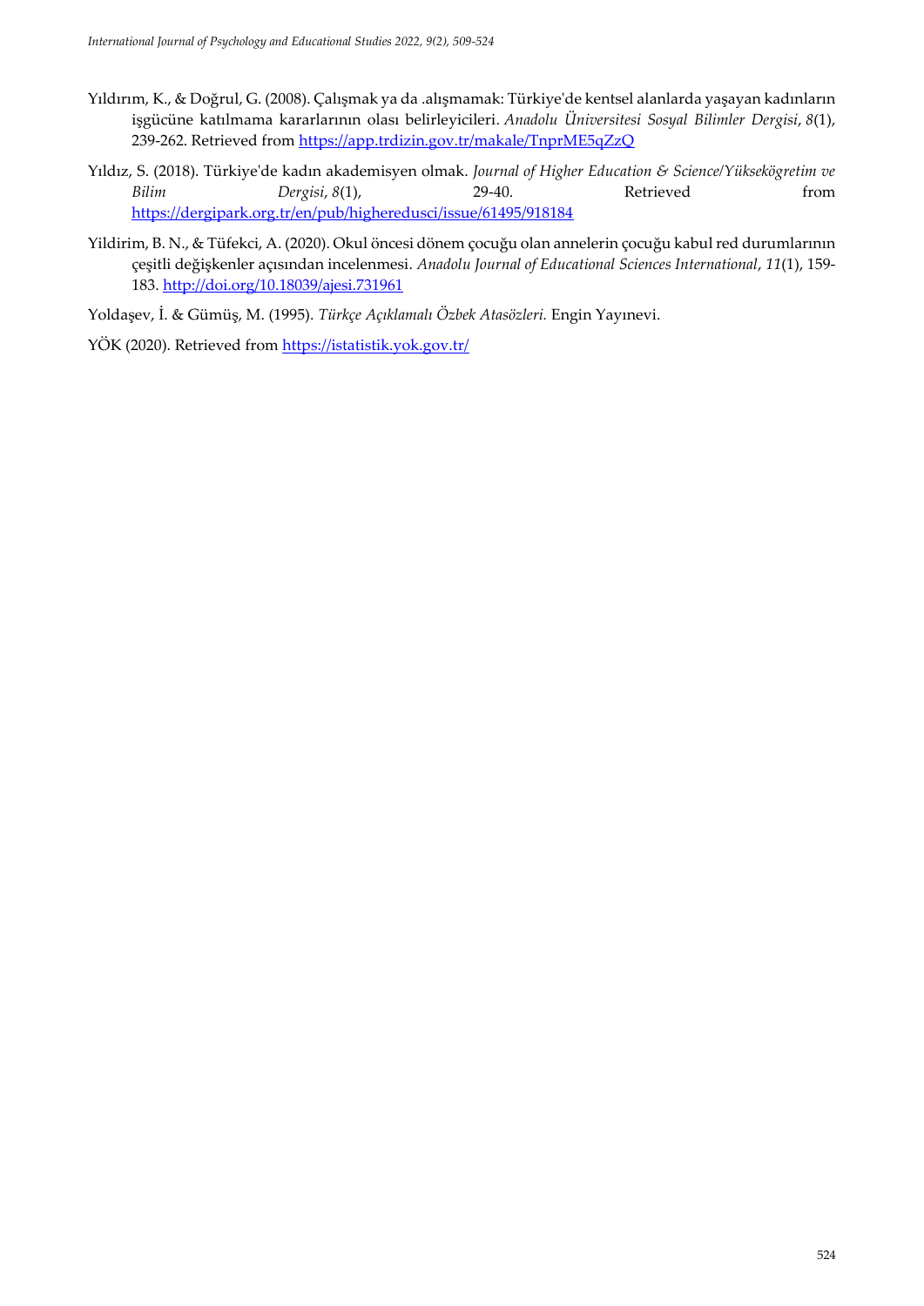Yıldırım, K., & Doğrul, G. (2008). Çalışmak ya da .alışmamak: Türkiye'de kentsel alanlarda yaşayan kadınların işgücüne katılmama kararlarının olası belirleyicileri. *Anadolu Üniversitesi Sosyal Bilimler Dergisi*, *8*(1), 239-262. Retrieved from https://app.trdizin.gov.tr/makale/TnprME5qZzQ

Yıldız, S. (2018). Türkiye'de kadın akademisyen olmak. *Journal of Higher Education & Science/Yükseköğretim ve Bilim Dergisi*, *8*(1), 29-40. Retrieved from https://dergipark.org.tr/en/pub/higheredusci/issue/61495/918184

Yildirim, B. N., & Tüfekci, A. (2020). Okul öncesi dönem çocuğu olan annelerin çocuğu kabul red durumlarının çeşitli değişkenler açısından incelenmesi. *Anadolu Journal of Educational Sciences International*, *11*(1), 159-183. http://doi.org/10.18039/ajesi.731961

Yoldaşev, İ. & Gümüş, M. (1995). *Türkçe Açıklamalı Özbek Atasözleri.* Engin Yayınevi.

YÖK (2020). Retrieved from https://istatistik.yok.gov.tr/